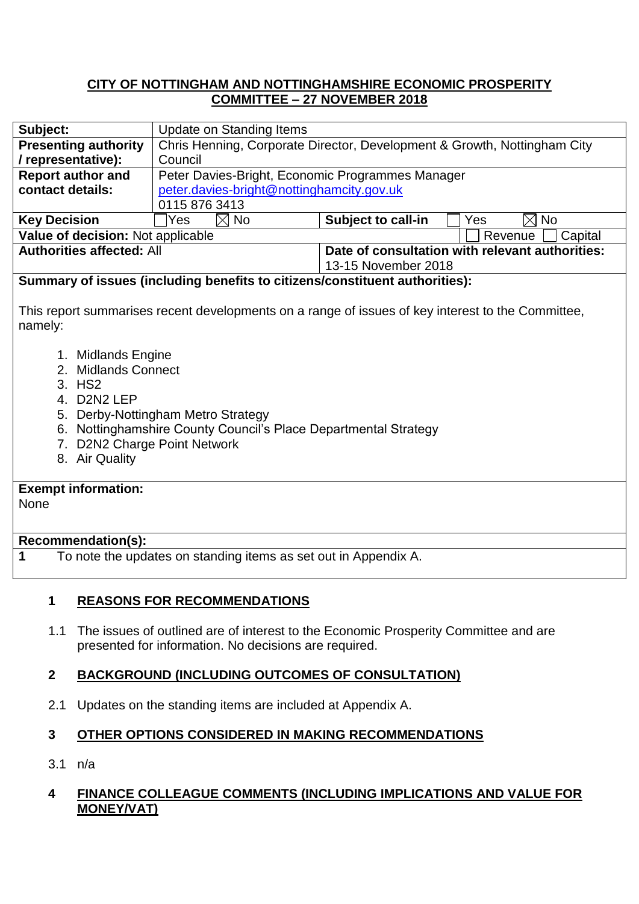**CITY OF NOTTINGHAM AND NOTTINGHAMSHIRE ECONOMIC PROSPERITY COMMITTEE – 27 NOVEMBER 2018**

| | | | |
|---|---|---|---|
| **Subject:** | Update on Standing Items | | |
| **Presenting authority / representative):** | Chris Henning, Corporate Director, Development & Growth, Nottingham City Council | | |
| **Report author and contact details:** | Peter Davies-Bright, Economic Programmes Manager<br>peter.davies-bright@nottinghamcity.gov.uk<br>0115 876 3413 | | |
| **Key Decision** | ☐ Yes ☒ No | **Subject to call-in** | ☐ Yes ☒ No |
| **Value of decision:** Not applicable | | | ☐ Revenue ☐ Capital |
| **Authorities affected:** All | | **Date of consultation with relevant authorities:** 13-15 November 2018 | |

**Summary of issues (including benefits to citizens/constituent authorities):**

This report summarises recent developments on a range of issues of key interest to the Committee, namely:

1. Midlands Engine
2. Midlands Connect
3. HS2
4. D2N2 LEP
5. Derby-Nottingham Metro Strategy
6. Nottinghamshire County Council's Place Departmental Strategy
7. D2N2 Charge Point Network
8. Air Quality

**Exempt information:**
None

**Recommendation(s):**

**1** To note the updates on standing items as set out in Appendix A.

## 1 REASONS FOR RECOMMENDATIONS

1.1 The issues of outlined are of interest to the Economic Prosperity Committee and are presented for information. No decisions are required.

## 2 BACKGROUND (INCLUDING OUTCOMES OF CONSULTATION)

2.1 Updates on the standing items are included at Appendix A.

## 3 OTHER OPTIONS CONSIDERED IN MAKING RECOMMENDATIONS

3.1 n/a

## 4 FINANCE COLLEAGUE COMMENTS (INCLUDING IMPLICATIONS AND VALUE FOR MONEY/VAT)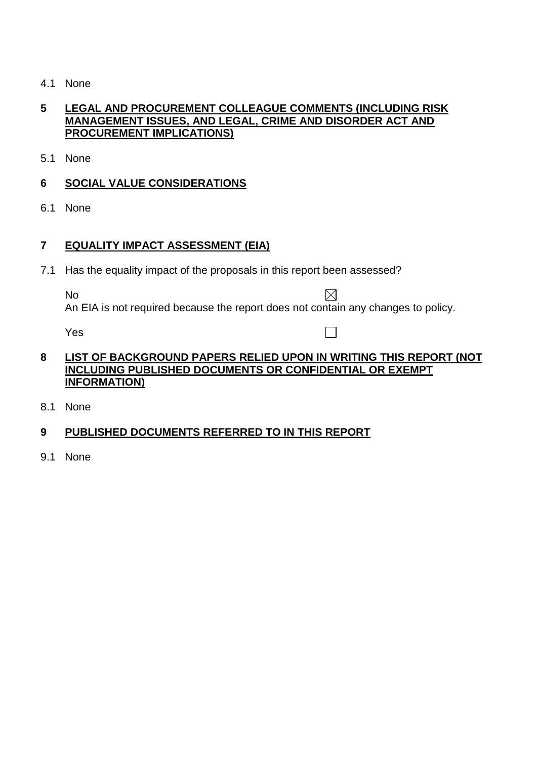4.1 None

## 5 LEGAL AND PROCUREMENT COLLEAGUE COMMENTS (INCLUDING RISK MANAGEMENT ISSUES, AND LEGAL, CRIME AND DISORDER ACT AND PROCUREMENT IMPLICATIONS)

5.1 None

## 6 SOCIAL VALUE CONSIDERATIONS

6.1 None

## 7 EQUALITY IMPACT ASSESSMENT (EIA)

7.1 Has the equality impact of the proposals in this report been assessed?

No ☒
An EIA is not required because the report does not contain any changes to policy.

Yes ☐

## 8 LIST OF BACKGROUND PAPERS RELIED UPON IN WRITING THIS REPORT (NOT INCLUDING PUBLISHED DOCUMENTS OR CONFIDENTIAL OR EXEMPT INFORMATION)

8.1 None

## 9 PUBLISHED DOCUMENTS REFERRED TO IN THIS REPORT

9.1 None